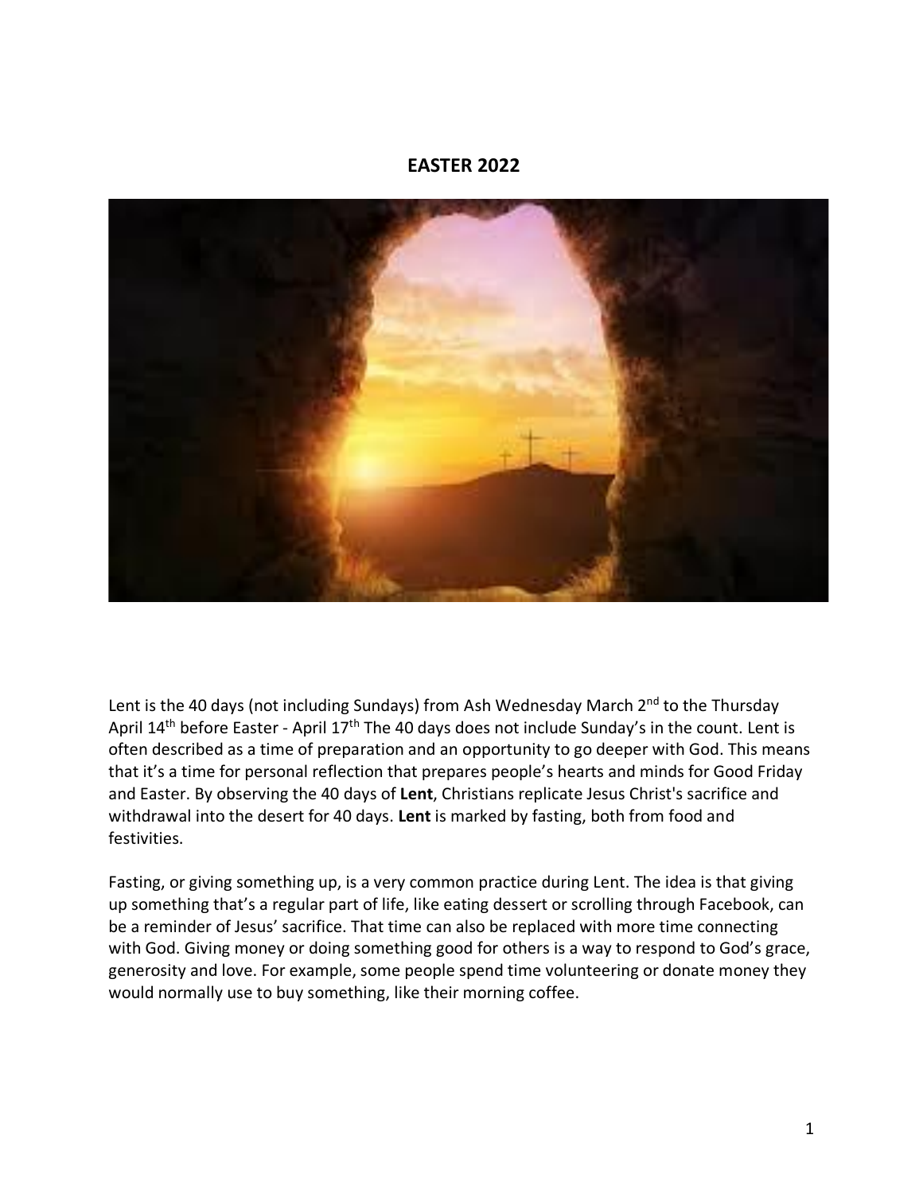# EASTER 2022

Lent is the 40 days (not including Sundays) from Ash Wednesday March 2nd to the Thursday April 14th before Easter - April 17th The 40 days does not include Sunday's in the count. Lent is often described as a time of preparation and an opportunity to go deeper with God. This means that it's a time for personal reflection that prepares people's hearts and minds for Good Friday and Easter. By observing the 40 days of **Lent**, Christians replicate Jesus Christ's sacrifice and withdrawal into the desert for 40 days. **Lent** is marked by fasting, both from food and festivities.

Fasting, or giving something up, is a very common practice during Lent. The idea is that giving up something that's a regular part of life, like eating dessert or scrolling through Facebook, can be a reminder of Jesus' sacrifice. That time can also be replaced with more time connecting with God. Giving money or doing something good for others is a way to respond to God's grace, generosity and love. For example, some people spend time volunteering or donate money they would normally use to buy something, like their morning coffee.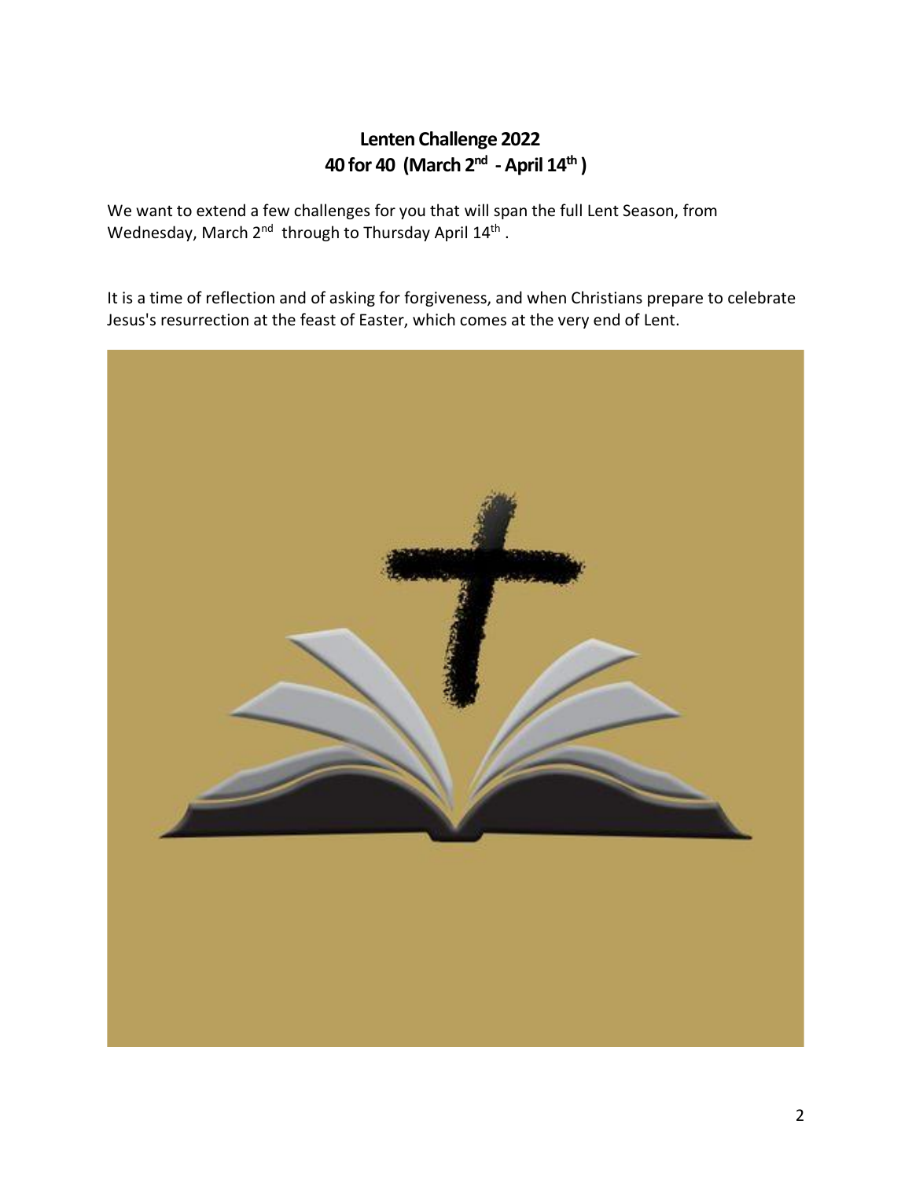# Lenten Challenge 2022
## 40 for 40 (March 2nd - April 14th)

We want to extend a few challenges for you that will span the full Lent Season, from Wednesday, March 2nd through to Thursday April 14th.

It is a time of reflection and of asking for forgiveness, and when Christians prepare to celebrate Jesus's resurrection at the feast of Easter, which comes at the very end of Lent.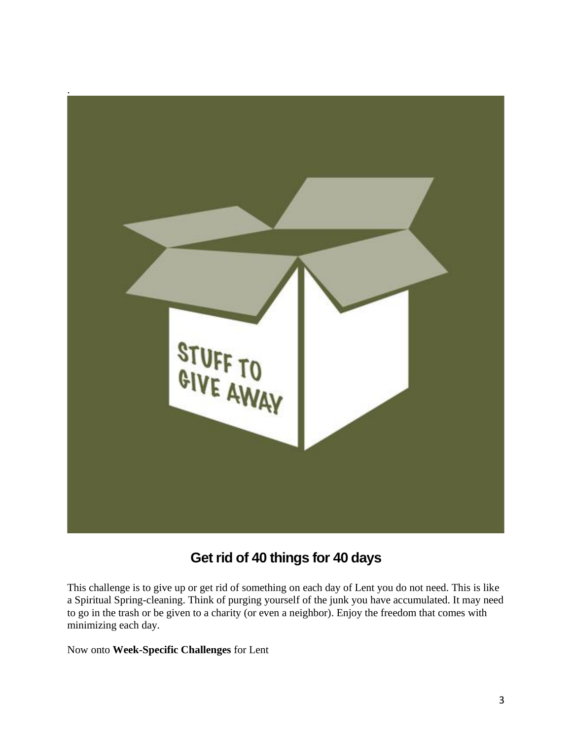## Get rid of 40 things for 40 days

This challenge is to give up or get rid of something on each day of Lent you do not need. This is like a Spiritual Spring-cleaning. Think of purging yourself of the junk you have accumulated. It may need to go in the trash or be given to a charity (or even a neighbor). Enjoy the freedom that comes with minimizing each day.

Now onto **Week-Specific Challenges** for Lent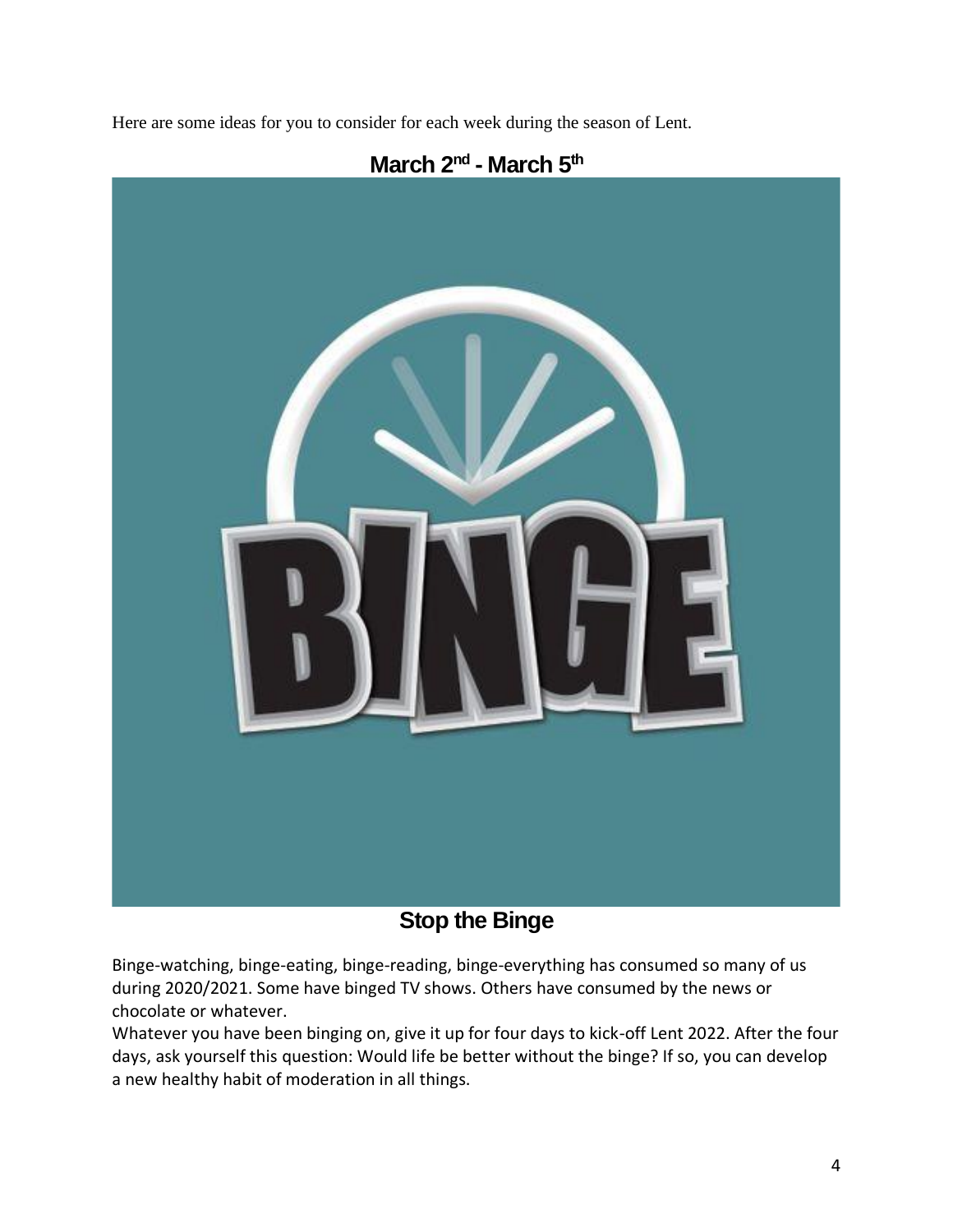Here are some ideas for you to consider for each week during the season of Lent.

## March 2nd - March 5th

## Stop the Binge

Binge-watching, binge-eating, binge-reading, binge-everything has consumed so many of us during 2020/2021. Some have binged TV shows. Others have consumed by the news or chocolate or whatever.

Whatever you have been binging on, give it up for four days to kick-off Lent 2022. After the four days, ask yourself this question: Would life be better without the binge? If so, you can develop a new healthy habit of moderation in all things.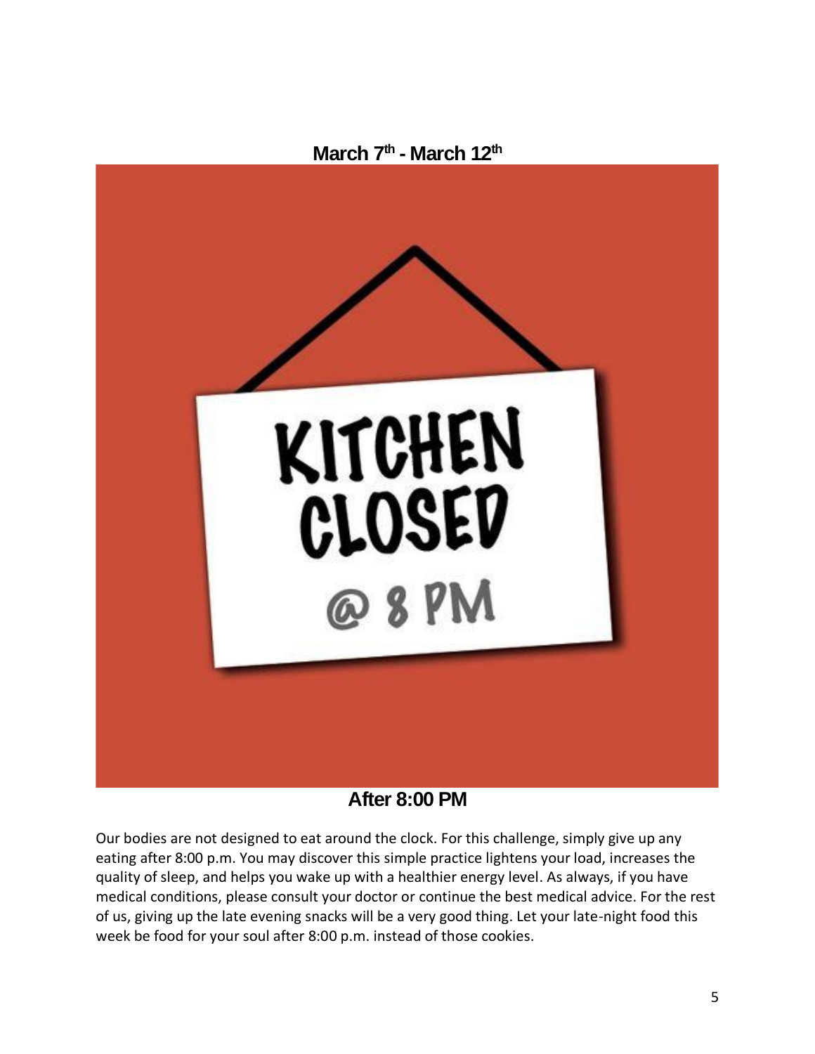**March 7th - March 12th**

KITCHEN CLOSED @ 8 PM

**After 8:00 PM**

Our bodies are not designed to eat around the clock. For this challenge, simply give up any eating after 8:00 p.m. You may discover this simple practice lightens your load, increases the quality of sleep, and helps you wake up with a healthier energy level. As always, if you have medical conditions, please consult your doctor or continue the best medical advice. For the rest of us, giving up the late evening snacks will be a very good thing. Let your late-night food this week be food for your soul after 8:00 p.m. instead of those cookies.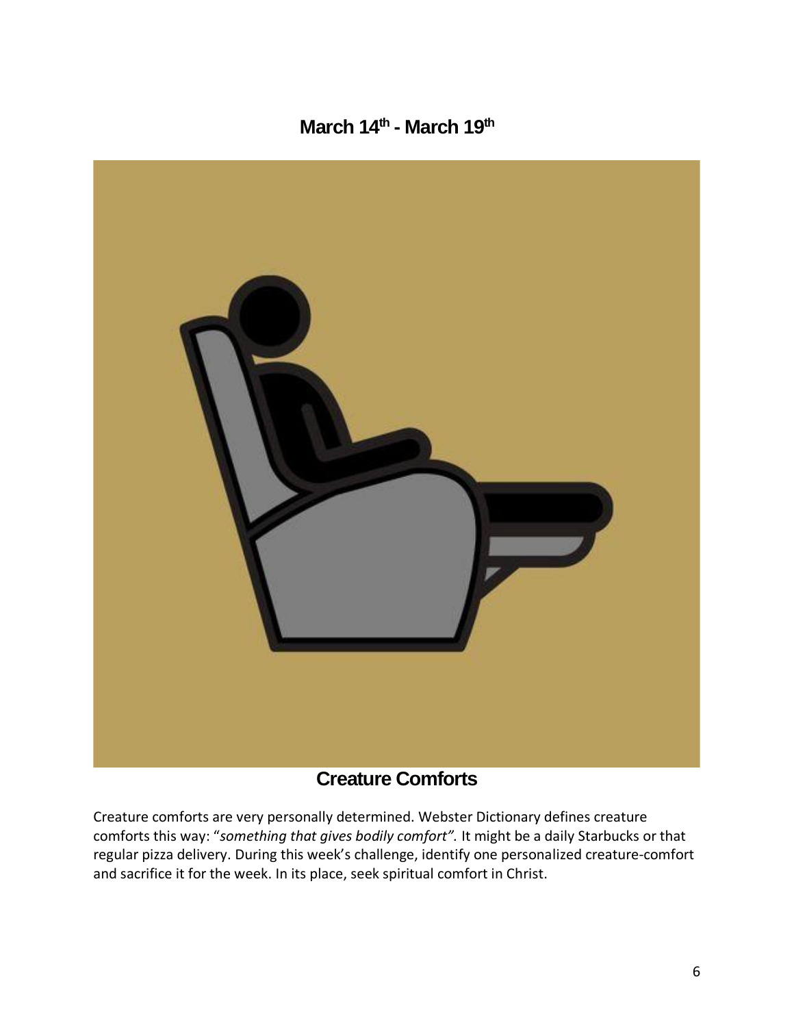## March 14th - March 19th

## Creature Comforts

Creature comforts are very personally determined. Webster Dictionary defines creature comforts this way: "*something that gives bodily comfort".* It might be a daily Starbucks or that regular pizza delivery. During this week's challenge, identify one personalized creature-comfort and sacrifice it for the week. In its place, seek spiritual comfort in Christ.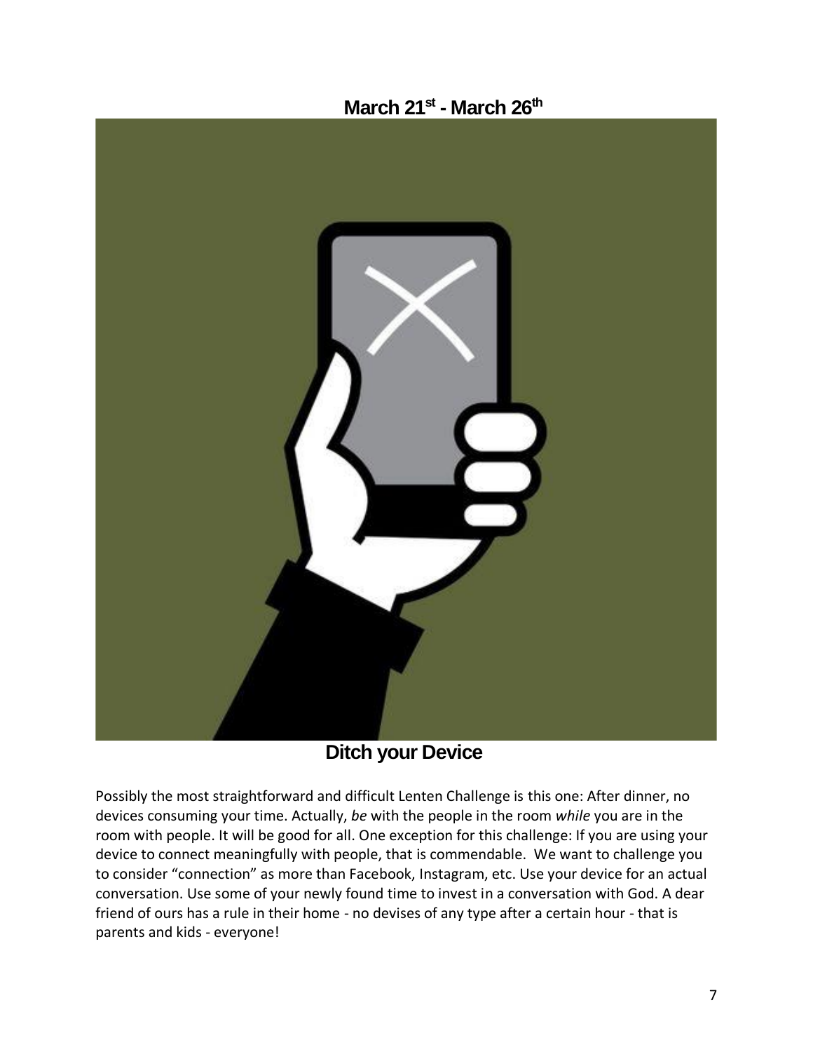## March 21st - March 26th

## Ditch your Device

Possibly the most straightforward and difficult Lenten Challenge is this one: After dinner, no devices consuming your time. Actually, *be* with the people in the room *while* you are in the room with people. It will be good for all. One exception for this challenge: If you are using your device to connect meaningfully with people, that is commendable. We want to challenge you to consider "connection" as more than Facebook, Instagram, etc. Use your device for an actual conversation. Use some of your newly found time to invest in a conversation with God. A dear friend of ours has a rule in their home - no devises of any type after a certain hour - that is parents and kids - everyone!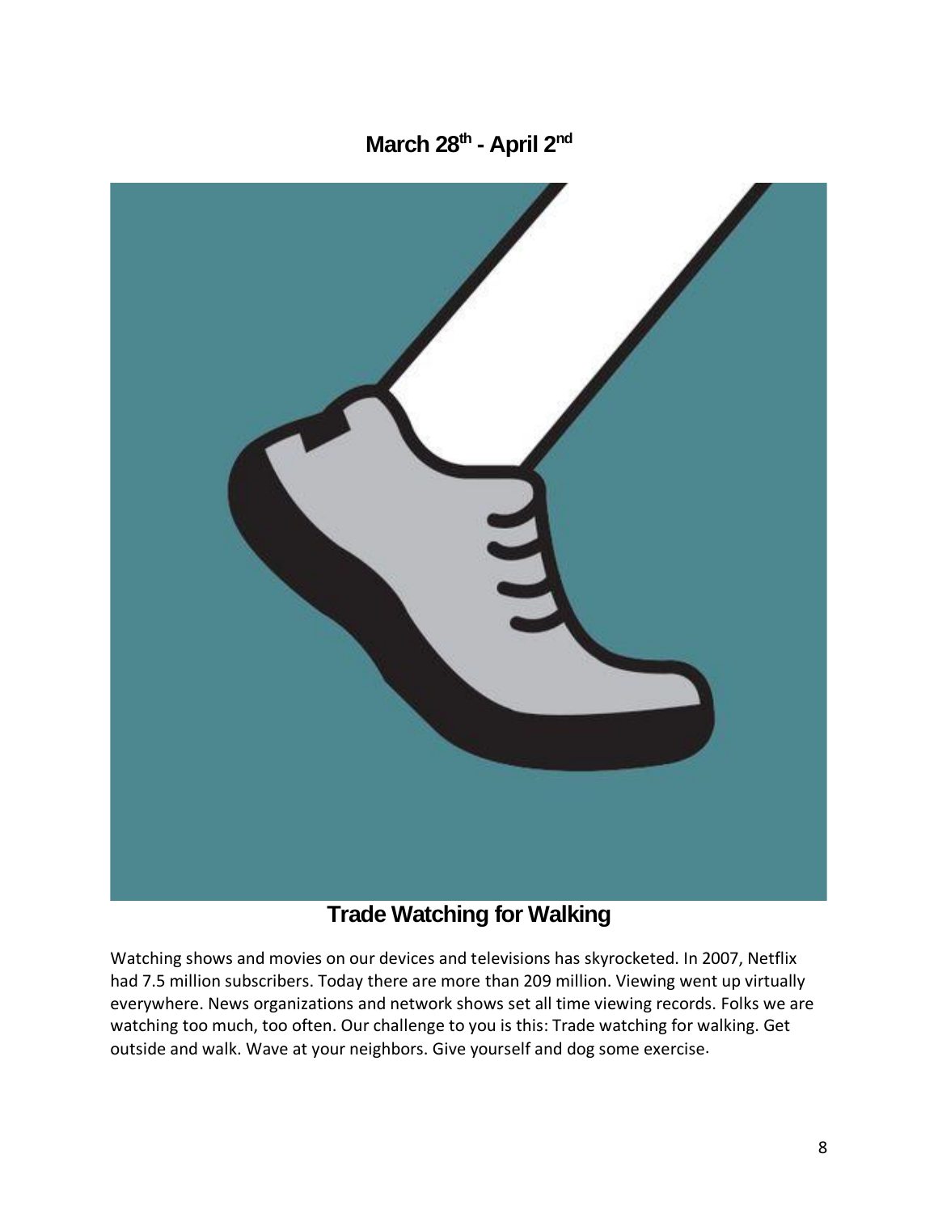## March 28th - April 2nd

## Trade Watching for Walking

Watching shows and movies on our devices and televisions has skyrocketed. In 2007, Netflix had 7.5 million subscribers. Today there are more than 209 million. Viewing went up virtually everywhere. News organizations and network shows set all time viewing records. Folks we are watching too much, too often. Our challenge to you is this: Trade watching for walking. Get outside and walk. Wave at your neighbors. Give yourself and dog some exercise.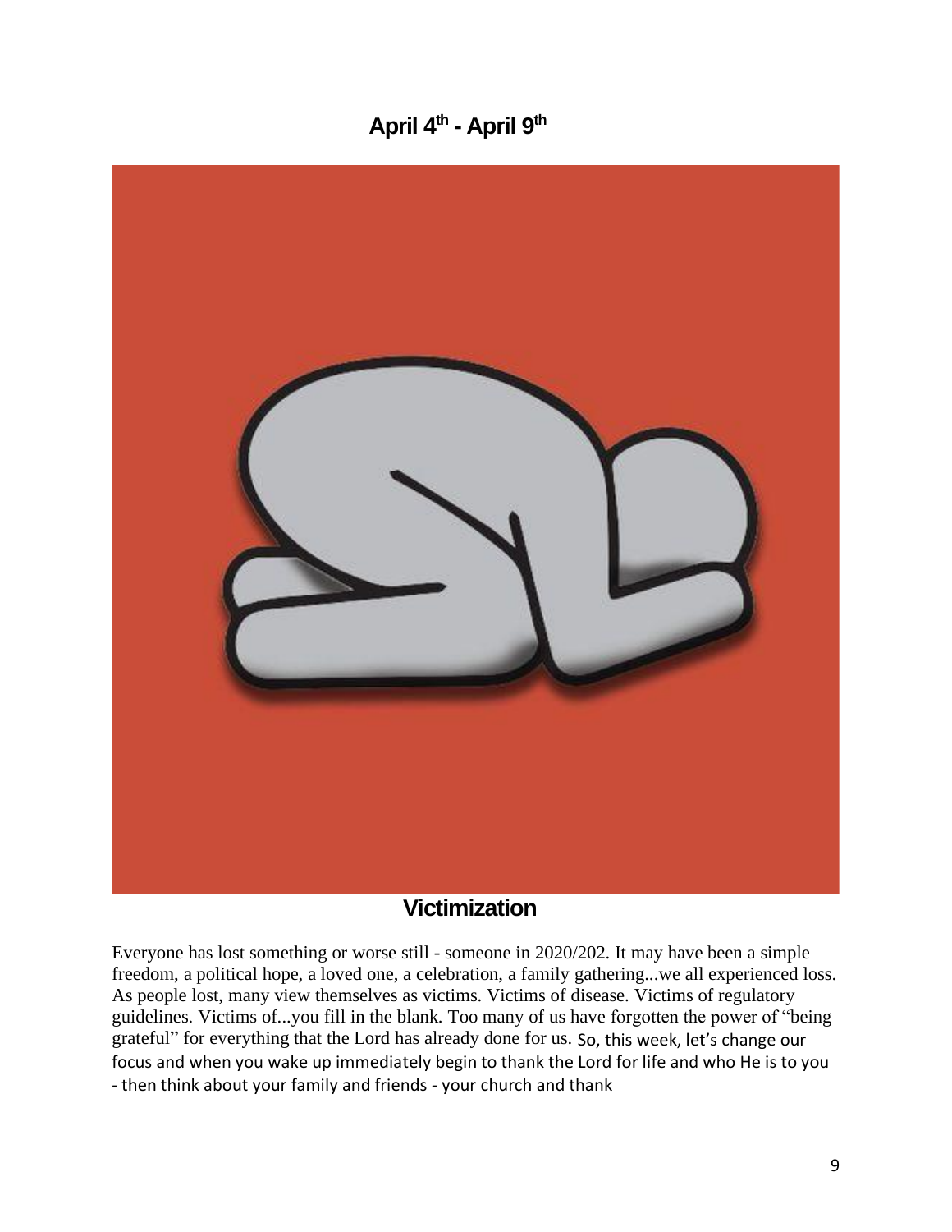## April 4th - April 9th

## Victimization

Everyone has lost something or worse still - someone in 2020/202. It may have been a simple freedom, a political hope, a loved one, a celebration, a family gathering...we all experienced loss. As people lost, many view themselves as victims. Victims of disease. Victims of regulatory guidelines. Victims of...you fill in the blank. Too many of us have forgotten the power of "being grateful" for everything that the Lord has already done for us. So, this week, let's change our focus and when you wake up immediately begin to thank the Lord for life and who He is to you - then think about your family and friends - your church and thank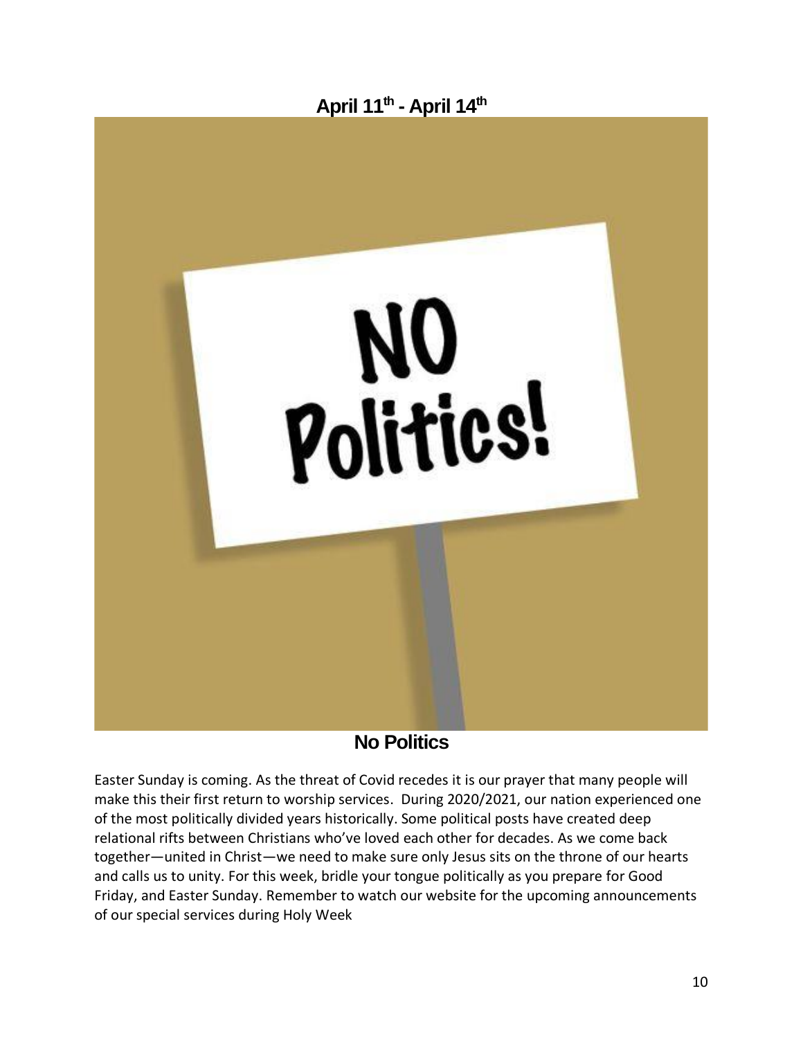**April 11th - April 14th**

## No Politics

Easter Sunday is coming. As the threat of Covid recedes it is our prayer that many people will make this their first return to worship services. During 2020/2021, our nation experienced one of the most politically divided years historically. Some political posts have created deep relational rifts between Christians who've loved each other for decades. As we come back together—united in Christ—we need to make sure only Jesus sits on the throne of our hearts and calls us to unity. For this week, bridle your tongue politically as you prepare for Good Friday, and Easter Sunday. Remember to watch our website for the upcoming announcements of our special services during Holy Week